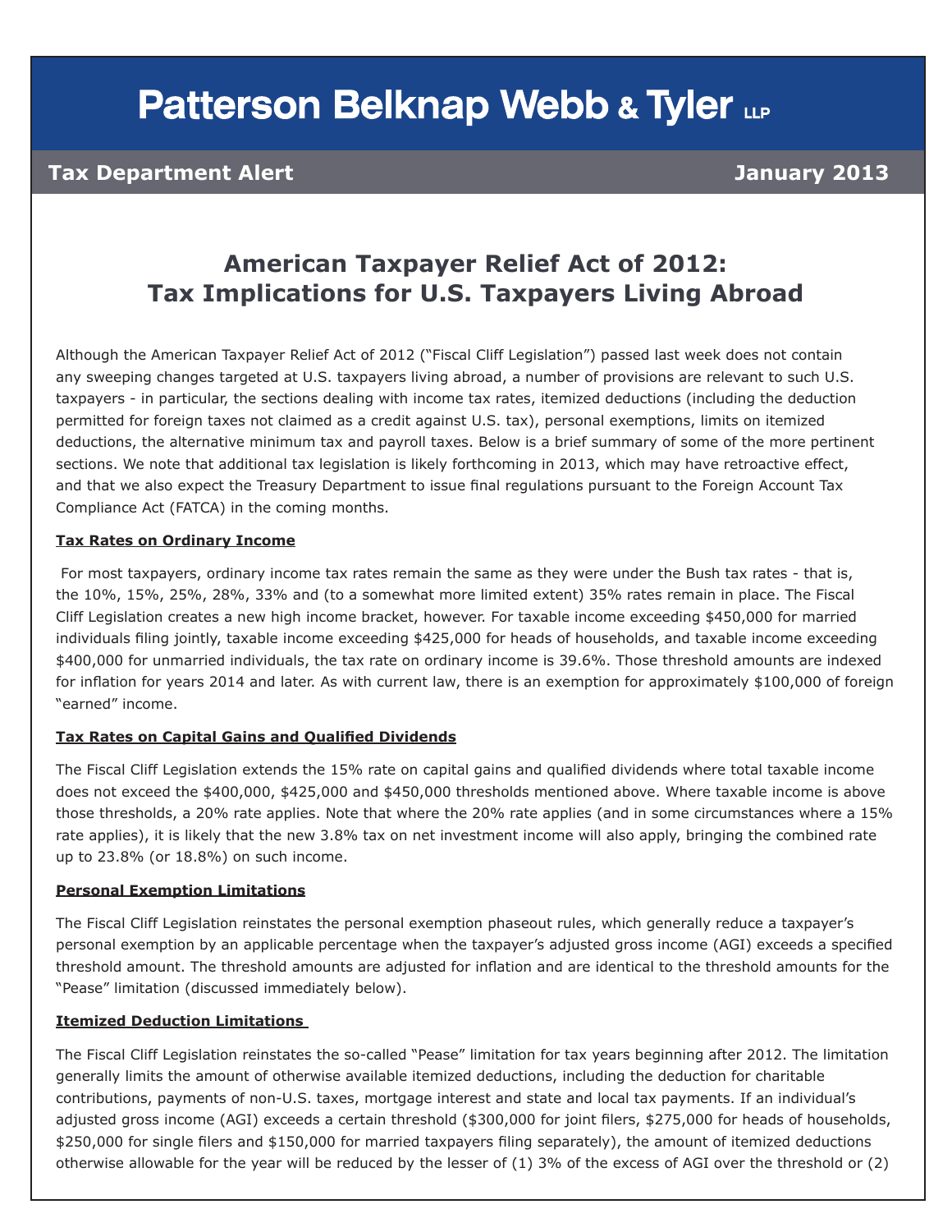# Patterson Belknap Webb & Tyler LLP

**Tax Department Alert** **January 2013**

## American Taxpayer Relief Act of 2012: Tax Implications for U.S. Taxpayers Living Abroad

Although the American Taxpayer Relief Act of 2012 ("Fiscal Cliff Legislation") passed last week does not contain any sweeping changes targeted at U.S. taxpayers living abroad, a number of provisions are relevant to such U.S. taxpayers - in particular, the sections dealing with income tax rates, itemized deductions (including the deduction permitted for foreign taxes not claimed as a credit against U.S. tax), personal exemptions, limits on itemized deductions, the alternative minimum tax and payroll taxes. Below is a brief summary of some of the more pertinent sections. We note that additional tax legislation is likely forthcoming in 2013, which may have retroactive effect, and that we also expect the Treasury Department to issue final regulations pursuant to the Foreign Account Tax Compliance Act (FATCA) in the coming months.

### Tax Rates on Ordinary Income

For most taxpayers, ordinary income tax rates remain the same as they were under the Bush tax rates - that is, the 10%, 15%, 25%, 28%, 33% and (to a somewhat more limited extent) 35% rates remain in place. The Fiscal Cliff Legislation creates a new high income bracket, however. For taxable income exceeding $450,000 for married individuals filing jointly, taxable income exceeding $425,000 for heads of households, and taxable income exceeding $400,000 for unmarried individuals, the tax rate on ordinary income is 39.6%. Those threshold amounts are indexed for inflation for years 2014 and later. As with current law, there is an exemption for approximately $100,000 of foreign "earned" income.

### Tax Rates on Capital Gains and Qualified Dividends

The Fiscal Cliff Legislation extends the 15% rate on capital gains and qualified dividends where total taxable income does not exceed the $400,000, $425,000 and $450,000 thresholds mentioned above. Where taxable income is above those thresholds, a 20% rate applies. Note that where the 20% rate applies (and in some circumstances where a 15% rate applies), it is likely that the new 3.8% tax on net investment income will also apply, bringing the combined rate up to 23.8% (or 18.8%) on such income.

### Personal Exemption Limitations

The Fiscal Cliff Legislation reinstates the personal exemption phaseout rules, which generally reduce a taxpayer's personal exemption by an applicable percentage when the taxpayer's adjusted gross income (AGI) exceeds a specified threshold amount. The threshold amounts are adjusted for inflation and are identical to the threshold amounts for the "Pease" limitation (discussed immediately below).

### Itemized Deduction Limitations

The Fiscal Cliff Legislation reinstates the so-called "Pease" limitation for tax years beginning after 2012. The limitation generally limits the amount of otherwise available itemized deductions, including the deduction for charitable contributions, payments of non-U.S. taxes, mortgage interest and state and local tax payments. If an individual's adjusted gross income (AGI) exceeds a certain threshold ($300,000 for joint filers, $275,000 for heads of households, $250,000 for single filers and $150,000 for married taxpayers filing separately), the amount of itemized deductions otherwise allowable for the year will be reduced by the lesser of (1) 3% of the excess of AGI over the threshold or (2)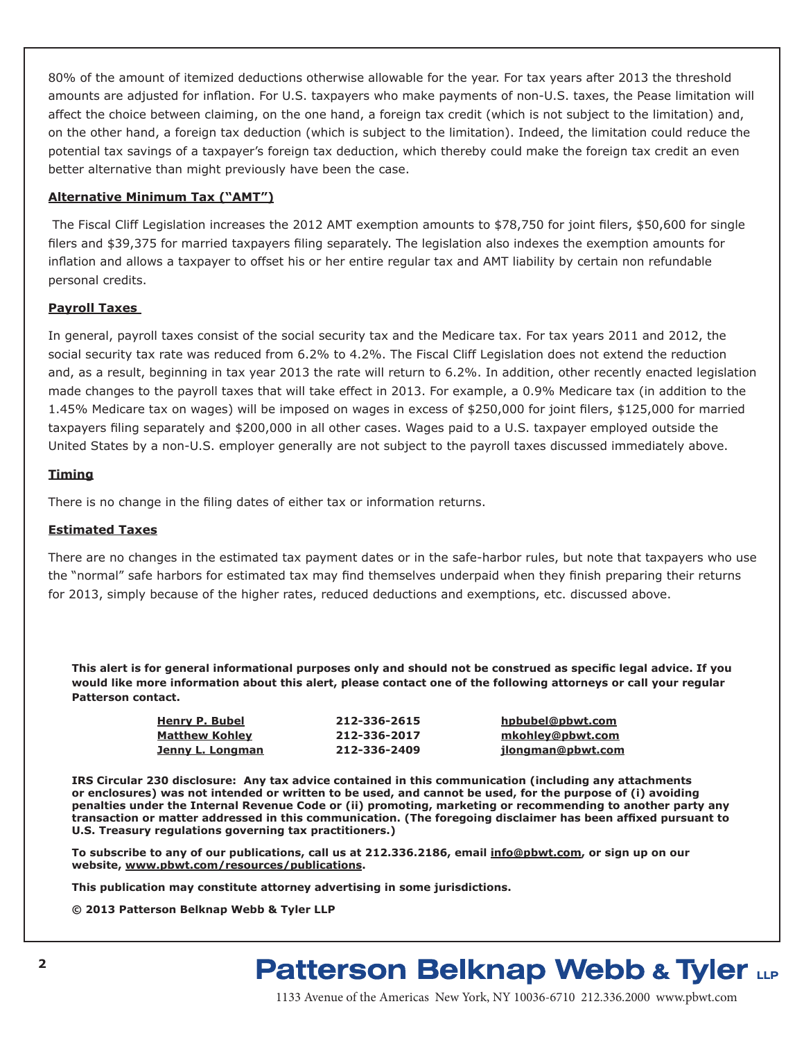80% of the amount of itemized deductions otherwise allowable for the year. For tax years after 2013 the threshold amounts are adjusted for inflation. For U.S. taxpayers who make payments of non-U.S. taxes, the Pease limitation will affect the choice between claiming, on the one hand, a foreign tax credit (which is not subject to the limitation) and, on the other hand, a foreign tax deduction (which is subject to the limitation). Indeed, the limitation could reduce the potential tax savings of a taxpayer's foreign tax deduction, which thereby could make the foreign tax credit an even better alternative than might previously have been the case.

**Alternative Minimum Tax ("AMT")**

The Fiscal Cliff Legislation increases the 2012 AMT exemption amounts to $78,750 for joint filers, $50,600 for single filers and $39,375 for married taxpayers filing separately. The legislation also indexes the exemption amounts for inflation and allows a taxpayer to offset his or her entire regular tax and AMT liability by certain non refundable personal credits.

**Payroll Taxes**

In general, payroll taxes consist of the social security tax and the Medicare tax. For tax years 2011 and 2012, the social security tax rate was reduced from 6.2% to 4.2%. The Fiscal Cliff Legislation does not extend the reduction and, as a result, beginning in tax year 2013 the rate will return to 6.2%. In addition, other recently enacted legislation made changes to the payroll taxes that will take effect in 2013. For example, a 0.9% Medicare tax (in addition to the 1.45% Medicare tax on wages) will be imposed on wages in excess of $250,000 for joint filers, $125,000 for married taxpayers filing separately and $200,000 in all other cases. Wages paid to a U.S. taxpayer employed outside the United States by a non-U.S. employer generally are not subject to the payroll taxes discussed immediately above.

**Timing**

There is no change in the filing dates of either tax or information returns.

**Estimated Taxes**

There are no changes in the estimated tax payment dates or in the safe-harbor rules, but note that taxpayers who use the "normal" safe harbors for estimated tax may find themselves underpaid when they finish preparing their returns for 2013, simply because of the higher rates, reduced deductions and exemptions, etc. discussed above.

**This alert is for general informational purposes only and should not be construed as specific legal advice. If you would like more information about this alert, please contact one of the following attorneys or call your regular Patterson contact.**

| | | |
|---|---|---|
| **Henry P. Bubel** | **212-336-2615** | **hpbubel@pbwt.com** |
| **Matthew Kohley** | **212-336-2017** | **mkohley@pbwt.com** |
| **Jenny L. Longman** | **212-336-2409** | **jlongman@pbwt.com** |

**IRS Circular 230 disclosure: Any tax advice contained in this communication (including any attachments or enclosures) was not intended or written to be used, and cannot be used, for the purpose of (i) avoiding penalties under the Internal Revenue Code or (ii) promoting, marketing or recommending to another party any transaction or matter addressed in this communication. (The foregoing disclaimer has been affixed pursuant to U.S. Treasury regulations governing tax practitioners.)**

**To subscribe to any of our publications, call us at 212.336.2186, email info@pbwt.com, or sign up on our website, www.pbwt.com/resources/publications.**

**This publication may constitute attorney advertising in some jurisdictions.**

**© 2013 Patterson Belknap Webb & Tyler LLP**

**Patterson Belknap Webb & Tyler LLP**

1133 Avenue of the Americas New York, NY 10036-6710 212.336.2000 www.pbwt.com